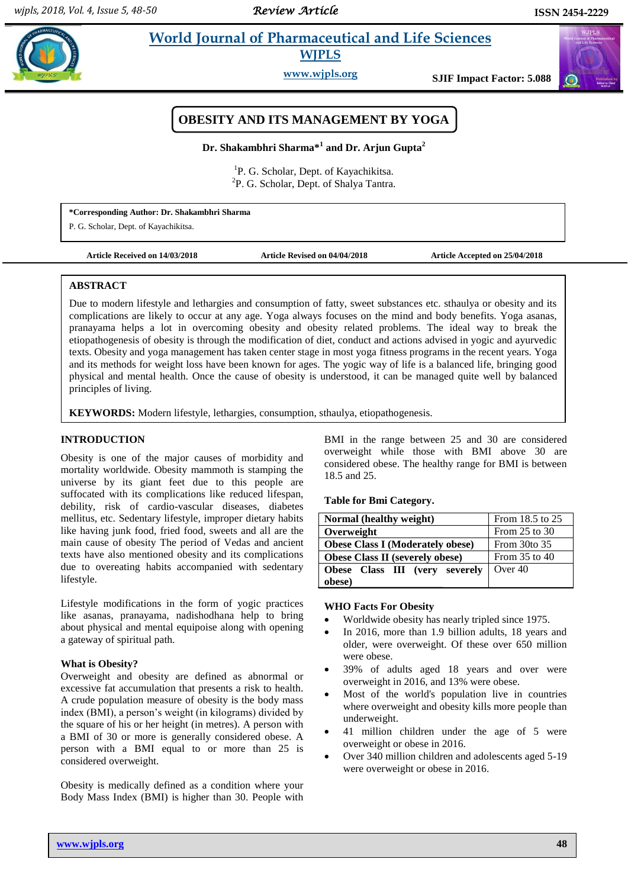# OBESITY AND ITS MANAGEMENT BY YOGA

**Dr. Shakambhri Sharma*[1] and Dr. Arjun Gupta[2]**

[1]P. G. Scholar, Dept. of Kayachikitsa.
[2]P. G. Scholar, Dept. of Shalya Tantra.

**\*Corresponding Author: Dr. Shakambhri Sharma**
P. G. Scholar, Dept. of Kayachikitsa.

**Article Received on 14/03/2018** | **Article Revised on 04/04/2018** | **Article Accepted on 25/04/2018**

## ABSTRACT

Due to modern lifestyle and lethargies and consumption of fatty, sweet substances etc. sthaulya or obesity and its complications are likely to occur at any age. Yoga always focuses on the mind and body benefits. Yoga asanas, pranayama helps a lot in overcoming obesity and obesity related problems. The ideal way to break the etiopathogenesis of obesity is through the modification of diet, conduct and actions advised in yogic and ayurvedic texts. Obesity and yoga management has taken center stage in most yoga fitness programs in the recent years. Yoga and its methods for weight loss have been known for ages. The yogic way of life is a balanced life, bringing good physical and mental health. Once the cause of obesity is understood, it can be managed quite well by balanced principles of living.

**KEYWORDS:** Modern lifestyle, lethargies, consumption, sthaulya, etiopathogenesis.

## INTRODUCTION

Obesity is one of the major causes of morbidity and mortality worldwide. Obesity mammoth is stamping the universe by its giant feet due to this people are suffocated with its complications like reduced lifespan, debility, risk of cardio-vascular diseases, diabetes mellitus, etc. Sedentary lifestyle, improper dietary habits like having junk food, fried food, sweets and all are the main cause of obesity The period of Vedas and ancient texts have also mentioned obesity and its complications due to overeating habits accompanied with sedentary lifestyle.

Lifestyle modifications in the form of yogic practices like asanas, pranayama, nadishodhana help to bring about physical and mental equipoise along with opening a gateway of spiritual path.

### What is Obesity?

Overweight and obesity are defined as abnormal or excessive fat accumulation that presents a risk to health. A crude population measure of obesity is the body mass index (BMI), a person's weight (in kilograms) divided by the square of his or her height (in metres). A person with a BMI of 30 or more is generally considered obese. A person with a BMI equal to or more than 25 is considered overweight.

Obesity is medically defined as a condition where your Body Mass Index (BMI) is higher than 30. People with BMI in the range between 25 and 30 are considered overweight while those with BMI above 30 are considered obese. The healthy range for BMI is between 18.5 and 25.

**Table for Bmi Category.**

| | |
|---|---|
| **Normal (healthy weight)** | From 18.5 to 25 |
| **Overweight** | From 25 to 30 |
| **Obese Class I (Moderately obese)** | From 30to 35 |
| **Obese Class II (severely obese)** | From 35 to 40 |
| **Obese Class III (very severely obese)** | Over 40 |

**WHO Facts For Obesity**

- Worldwide obesity has nearly tripled since 1975.
- In 2016, more than 1.9 billion adults, 18 years and older, were overweight. Of these over 650 million were obese.
- 39% of adults aged 18 years and over were overweight in 2016, and 13% were obese.
- Most of the world's population live in countries where overweight and obesity kills more people than underweight.
- 41 million children under the age of 5 were overweight or obese in 2016.
- Over 340 million children and adolescents aged 5-19 were overweight or obese in 2016.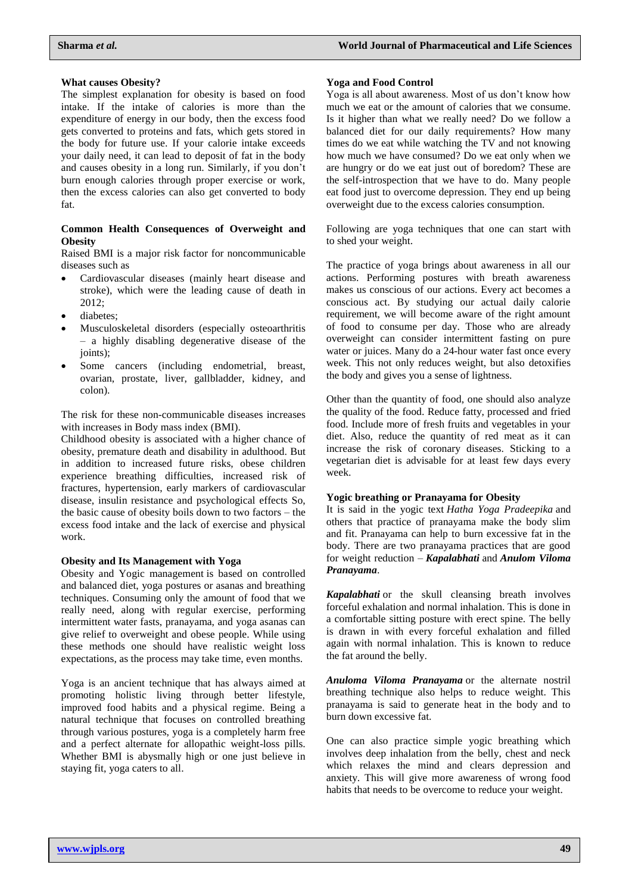### What causes Obesity?

The simplest explanation for obesity is based on food intake. If the intake of calories is more than the expenditure of energy in our body, then the excess food gets converted to proteins and fats, which gets stored in the body for future use. If your calorie intake exceeds your daily need, it can lead to deposit of fat in the body and causes obesity in a long run. Similarly, if you don't burn enough calories through proper exercise or work, then the excess calories can also get converted to body fat.

### Common Health Consequences of Overweight and Obesity

Raised BMI is a major risk factor for noncommunicable diseases such as

- Cardiovascular diseases (mainly heart disease and stroke), which were the leading cause of death in 2012;
- diabetes;
- Musculoskeletal disorders (especially osteoarthritis – a highly disabling degenerative disease of the joints);
- Some cancers (including endometrial, breast, ovarian, prostate, liver, gallbladder, kidney, and colon).

The risk for these non-communicable diseases increases with increases in Body mass index (BMI).

Childhood obesity is associated with a higher chance of obesity, premature death and disability in adulthood. But in addition to increased future risks, obese children experience breathing difficulties, increased risk of fractures, hypertension, early markers of cardiovascular disease, insulin resistance and psychological effects So, the basic cause of obesity boils down to two factors – the excess food intake and the lack of exercise and physical work.

### Obesity and Its Management with Yoga

Obesity and Yogic management is based on controlled and balanced diet, yoga postures or asanas and breathing techniques. Consuming only the amount of food that we really need, along with regular exercise, performing intermittent water fasts, pranayama, and yoga asanas can give relief to overweight and obese people. While using these methods one should have realistic weight loss expectations, as the process may take time, even months.

Yoga is an ancient technique that has always aimed at promoting holistic living through better lifestyle, improved food habits and a physical regime. Being a natural technique that focuses on controlled breathing through various postures, yoga is a completely harm free and a perfect alternate for allopathic weight-loss pills. Whether BMI is abysmally high or one just believe in staying fit, yoga caters to all.

### Yoga and Food Control

Yoga is all about awareness. Most of us don't know how much we eat or the amount of calories that we consume. Is it higher than what we really need? Do we follow a balanced diet for our daily requirements? How many times do we eat while watching the TV and not knowing how much we have consumed? Do we eat only when we are hungry or do we eat just out of boredom? These are the self-introspection that we have to do. Many people eat food just to overcome depression. They end up being overweight due to the excess calories consumption.

Following are yoga techniques that one can start with to shed your weight.

The practice of yoga brings about awareness in all our actions. Performing postures with breath awareness makes us conscious of our actions. Every act becomes a conscious act. By studying our actual daily calorie requirement, we will become aware of the right amount of food to consume per day. Those who are already overweight can consider intermittent fasting on pure water or juices. Many do a 24-hour water fast once every week. This not only reduces weight, but also detoxifies the body and gives you a sense of lightness.

Other than the quantity of food, one should also analyze the quality of the food. Reduce fatty, processed and fried food. Include more of fresh fruits and vegetables in your diet. Also, reduce the quantity of red meat as it can increase the risk of coronary diseases. Sticking to a vegetarian diet is advisable for at least few days every week.

### Yogic breathing or Pranayama for Obesity

It is said in the yogic text *Hatha Yoga Pradeepika* and others that practice of pranayama make the body slim and fit. Pranayama can help to burn excessive fat in the body. There are two pranayama practices that are good for weight reduction – ***Kapalabhati*** and ***Anulom Viloma Pranayama***.

***Kapalabhati*** or the skull cleansing breath involves forceful exhalation and normal inhalation. This is done in a comfortable sitting posture with erect spine. The belly is drawn in with every forceful exhalation and filled again with normal inhalation. This is known to reduce the fat around the belly.

***Anuloma Viloma Pranayama*** or the alternate nostril breathing technique also helps to reduce weight. This pranayama is said to generate heat in the body and to burn down excessive fat.

One can also practice simple yogic breathing which involves deep inhalation from the belly, chest and neck which relaxes the mind and clears depression and anxiety. This will give more awareness of wrong food habits that needs to be overcome to reduce your weight.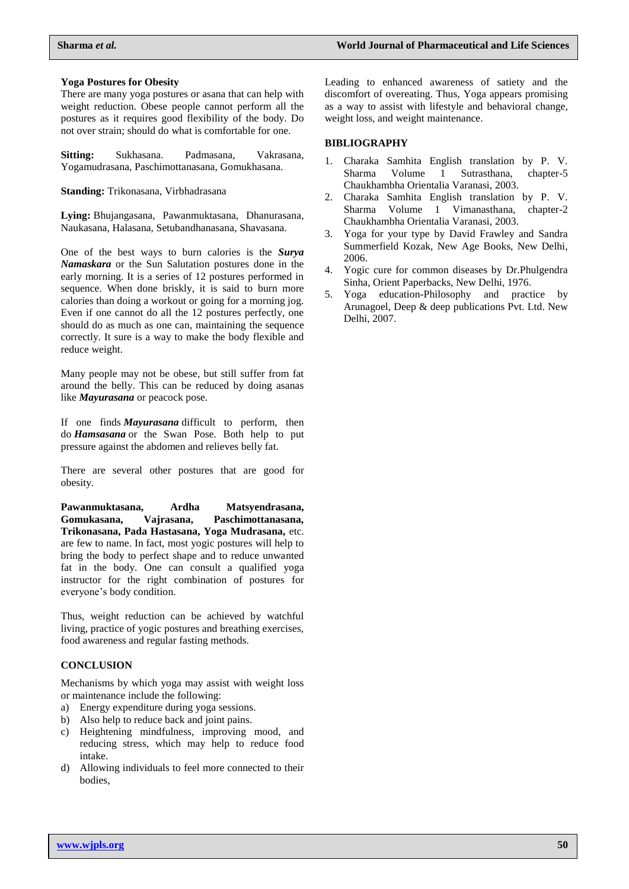**Yoga Postures for Obesity**

There are many yoga postures or asana that can help with weight reduction. Obese people cannot perform all the postures as it requires good flexibility of the body. Do not over strain; should do what is comfortable for one.

**Sitting:** Sukhasana. Padmasana, Vakrasana, Yogamudrasana, Paschimottanasana, Gomukhasana.

**Standing:** Trikonasana, Virbhadrasana

**Lying:** Bhujangasana, Pawanmuktasana, Dhanurasana, Naukasana, Halasana, Setubandhanasana, Shavasana.

One of the best ways to burn calories is the ***Surya Namaskara*** or the Sun Salutation postures done in the early morning. It is a series of 12 postures performed in sequence. When done briskly, it is said to burn more calories than doing a workout or going for a morning jog. Even if one cannot do all the 12 postures perfectly, one should do as much as one can, maintaining the sequence correctly. It sure is a way to make the body flexible and reduce weight.

Many people may not be obese, but still suffer from fat around the belly. This can be reduced by doing asanas like ***Mayurasana*** or peacock pose.

If one finds ***Mayurasana*** difficult to perform, then do ***Hamsasana*** or the Swan Pose. Both help to put pressure against the abdomen and relieves belly fat.

There are several other postures that are good for obesity.

**Pawanmuktasana, Ardha Matsyendrasana, Gomukasana, Vajrasana, Paschimottanasana, Trikonasana, Pada Hastasana, Yoga Mudrasana,** etc. are few to name. In fact, most yogic postures will help to bring the body to perfect shape and to reduce unwanted fat in the body. One can consult a qualified yoga instructor for the right combination of postures for everyone's body condition.

Thus, weight reduction can be achieved by watchful living, practice of yogic postures and breathing exercises, food awareness and regular fasting methods.

## CONCLUSION

Mechanisms by which yoga may assist with weight loss or maintenance include the following:

a) Energy expenditure during yoga sessions.
b) Also help to reduce back and joint pains.
c) Heightening mindfulness, improving mood, and reducing stress, which may help to reduce food intake.
d) Allowing individuals to feel more connected to their bodies,

Leading to enhanced awareness of satiety and the discomfort of overeating. Thus, Yoga appears promising as a way to assist with lifestyle and behavioral change, weight loss, and weight maintenance.

## BIBLIOGRAPHY

1. Charaka Samhita English translation by P. V. Sharma Volume 1 Sutrasthana, chapter-5 Chaukhambha Orientalia Varanasi, 2003.
2. Charaka Samhita English translation by P. V. Sharma Volume 1 Vimanasthana, chapter-2 Chaukhambha Orientalia Varanasi, 2003.
3. Yoga for your type by David Frawley and Sandra Summerfield Kozak, New Age Books, New Delhi, 2006.
4. Yogic cure for common diseases by Dr.Phulgendra Sinha, Orient Paperbacks, New Delhi, 1976.
5. Yoga education-Philosophy and practice by Arunagoel, Deep & deep publications Pvt. Ltd. New Delhi, 2007.